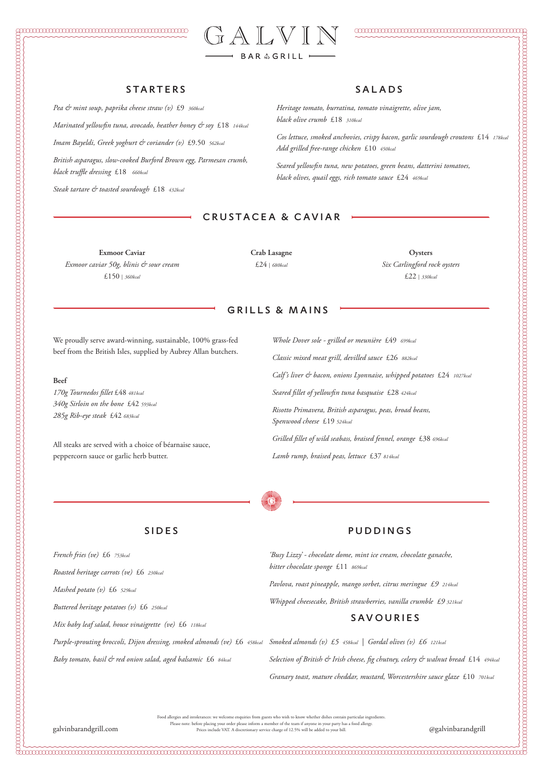# GALVIN

BAR AND GRILL

## STARTERS

*Pea & mint soup, paprika cheese straw (v)* £9 *360kcal*

*Marinated yellowfin tuna, avocado, heather honey & soy* £18 *144kcal*

*Imam Bayeldi, Greek yoghurt & coriander (v)* £9.50 *562kcal*

*British asparagus, slow-cooked Burford Brown egg, Parmesan crumb, black truffle dressing* £18 *660kcal*

*Steak tartare & toasted sourdough* £18 *432kcal*

## SALADS

*Heritage tomato, burratina, tomato vinaigrette, olive jam, black olive crumb* £18 *310kcal*

*Cos lettuce, smoked anchovies, crispy bacon, garlic sourdough croutons* £14 *178kcal*
*Add grilled free-range chicken* £10 *450kcal*

*Seared yellowfin tuna, new potatoes, green beans, datterini tomatoes, black olives, quail eggs, rich tomato sauce* £24 *469kcal*

## CRUSTACEA & CAVIAR

**Exmoor Caviar**
*Exmoor caviar 50g, blinis & sour cream*
£150 | *360kcal*

**Crab Lasagne**
£24 | *680kcal*

**Oysters**
*Six Carlingford rock oysters*
£22 | *330kcal*

## GRILLS & MAINS

We proudly serve award-winning, sustainable, 100% grass-fed beef from the British Isles, supplied by Aubrey Allan butchers.

**Beef**
*170g Tournedos fillet* £48 *481kcal*
*340g Sirloin on the bone* £42 *593kcal*
*285g Rib-eye steak* £42 *683kcal*

All steaks are served with a choice of béarnaise sauce, peppercorn sauce or garlic herb butter.

*Whole Dover sole - grilled or meunière* £49 *699kcal*

*Classic mixed meat grill, devilled sauce* £26 *882kcal*

*Calf's liver & bacon, onions Lyonnaise, whipped potatoes* £24 *1027kcal*

*Seared fillet of yellowfin tuna basquaise* £28 *424kcal*

*Risotto Primavera, British asparagus, peas, broad beans, Spenwood cheese* £19 *524kcal*

*Grilled fillet of wild seabass, braised fennel, orange* £38 *696kcal*

*Lamb rump, braised peas, lettuce* £37 *814kcal*

## SIDES

*French fries (ve)* £6 *753kcal*

*Roasted heritage carrots (ve)* £6 *230kcal*

*Mashed potato (v)* £6 *529kcal*

*Buttered heritage potatoes (v)* £6 *250kcal*

*Mix baby leaf salad, house vinaigrette (ve)* £6 *118kcal*

*Purple-sprouting broccoli, Dijon dressing, smoked almonds (ve)* £6 *458kcal*

*Baby tomato, basil & red onion salad, aged balsamic* £6 *84kcal*

## PUDDINGS

*'Busy Lizzy' - chocolate dome, mint ice cream, chocolate ganache, bitter chocolate sponge* £11 *869kcal*

*Pavlova, roast pineapple, mango sorbet, citrus meringue* £9 *214kcal*

*Whipped cheesecake, British strawberries, vanilla crumble* £9 *321kcal*

## SAVOURIES

*Smoked almonds (v)* £5 *458kcal* | *Gordal olives (v)* £6 *121kcal*

*Selection of British & Irish cheese, fig chutney, celery & walnut bread* £14 *494kcal*

*Granary toast, mature cheddar, mustard, Worcestershire sauce glaze* £10 *701kcal*

Food allergies and intolerances: we welcome enquiries from guests who wish to know whether dishes contain particular ingredients.
Please note: before placing your order please inform a member of the team if anyone in your party has a food allergy.
Prices include VAT. A discretionary service charge of 12.5% will be added to your bill.

galvinbarandgrill.com

@galvinbarandgrill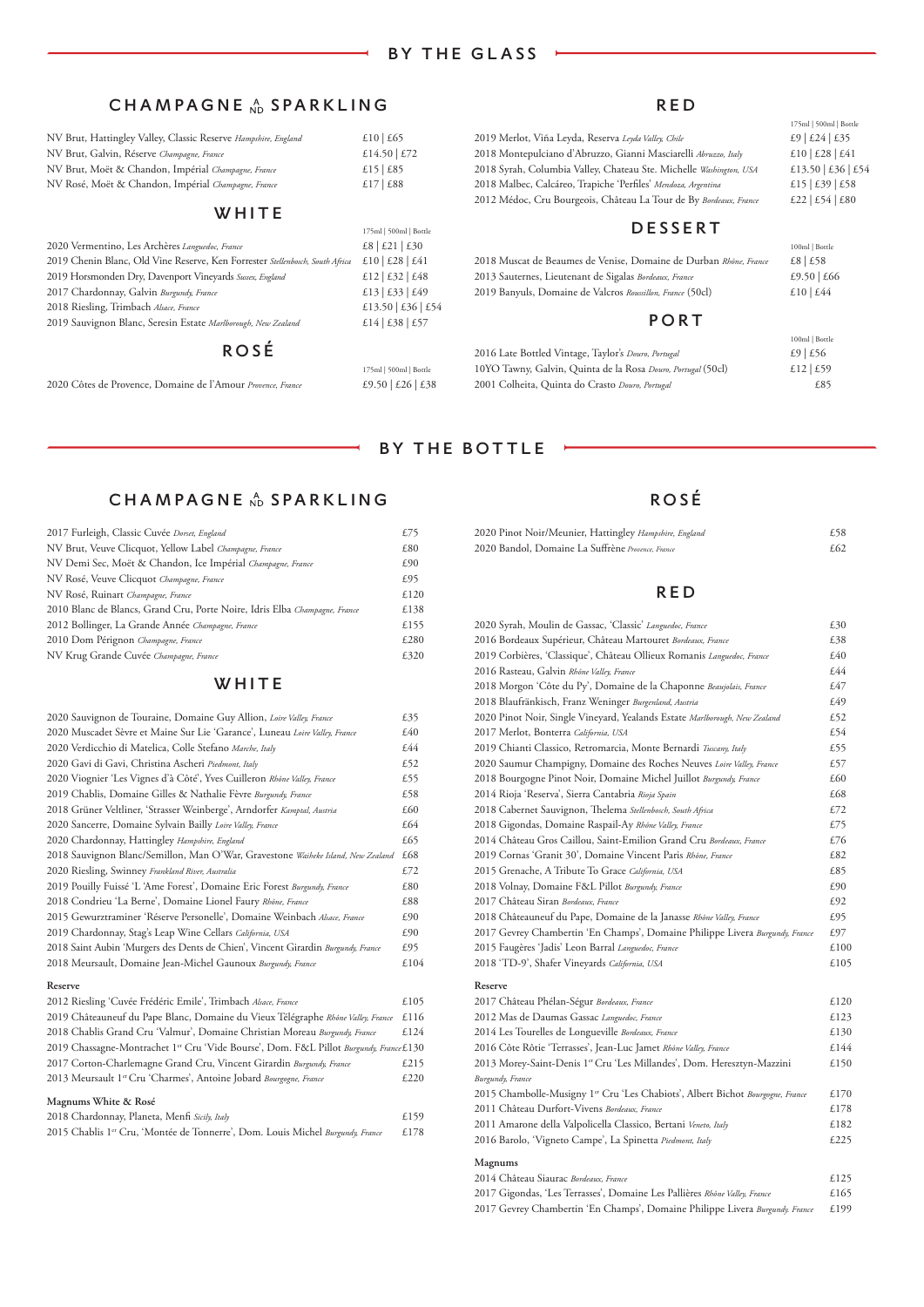# BY THE GLASS

## CHAMPAGNE AND SPARKLING

| | |
|---|---|
| NV Brut, Hattingley Valley, Classic Reserve *Hampshire, England* | £10 \| £65 |
| NV Brut, Galvin, Réserve *Champagne, France* | £14.50 \| £72 |
| NV Brut, Moët & Chandon, Impérial *Champagne, France* | £15 \| £85 |
| NV Rosé, Moët & Chandon, Impérial *Champagne, France* | £17 \| £88 |

## WHITE

| | 175ml \| 500ml \| Bottle |
|---|---|
| 2020 Vermentino, Les Archères *Languedoc, France* | £8 \| £21 \| £30 |
| 2019 Chenin Blanc, Old Vine Reserve, Ken Forrester *Stellenbosch, South Africa* | £10 \| £28 \| £41 |
| 2019 Horsmonden Dry, Davenport Vineyards *Sussex, England* | £12 \| £32 \| £48 |
| 2017 Chardonnay, Galvin *Burgundy, France* | £13 \| £33 \| £49 |
| 2018 Riesling, Trimbach *Alsace, France* | £13.50 \| £36 \| £54 |
| 2019 Sauvignon Blanc, Seresin Estate *Marlborough, New Zealand* | £14 \| £38 \| £57 |

## ROSÉ

| | 175ml \| 500ml \| Bottle |
|---|---|
| 2020 Côtes de Provence, Domaine de l'Amour *Provence, France* | £9.50 \| £26 \| £38 |

## RED

| | 175ml \| 500ml \| Bottle |
|---|---|
| 2019 Merlot, Viña Leyda, Reserva *Leyda Valley, Chile* | £9 \| £24 \| £35 |
| 2018 Montepulciano d'Abruzzo, Gianni Masciarelli *Abruzzo, Italy* | £10 \| £28 \| £41 |
| 2018 Syrah, Columbia Valley, Chateau Ste. Michelle *Washington, USA* | £13.50 \| £36 \| £54 |
| 2018 Malbec, Calcáreo, Trapiche 'Perfiles' *Mendoza, Argentina* | £15 \| £39 \| £58 |
| 2012 Médoc, Cru Bourgeois, Château La Tour de By *Bordeaux, France* | £22 \| £54 \| £80 |

## DESSERT

| | 100ml \| Bottle |
|---|---|
| 2018 Muscat de Beaumes de Venise, Domaine de Durban *Rhône, France* | £8 \| £58 |
| 2013 Sauternes, Lieutenant de Sigalas *Bordeaux, France* | £9.50 \| £66 |
| 2019 Banyuls, Domaine de Valcros *Roussillon, France* (50cl) | £10 \| £44 |

## PORT

| | 100ml \| Bottle |
|---|---|
| 2016 Late Bottled Vintage, Taylor's *Douro, Portugal* | £9 \| £56 |
| 10YO Tawny, Galvin, Quinta de la Rosa *Douro, Portugal* (50cl) | £12 \| £59 |
| 2001 Colheita, Quinta do Crasto *Douro, Portugal* | £85 |

# BY THE BOTTLE

## CHAMPAGNE AND SPARKLING

| | |
|---|---|
| 2017 Furleigh, Classic Cuvée *Dorset, England* | £75 |
| NV Brut, Veuve Clicquot, Yellow Label *Champagne, France* | £80 |
| NV Demi Sec, Moët & Chandon, Ice Impérial *Champagne, France* | £90 |
| NV Rosé, Veuve Clicquot *Champagne, France* | £95 |
| NV Rosé, Ruinart *Champagne, France* | £120 |
| 2010 Blanc de Blancs, Grand Cru, Porte Noire, Idris Elba *Champagne, France* | £138 |
| 2012 Bollinger, La Grande Année *Champagne, France* | £155 |
| 2010 Dom Pérignon *Champagne, France* | £280 |
| NV Krug Grande Cuvée *Champagne, France* | £320 |

## WHITE

| | |
|---|---|
| 2020 Sauvignon de Touraine, Domaine Guy Allion, *Loire Valley, France* | £35 |
| 2020 Muscadet Sèvre et Maine Sur Lie 'Garance', Luneau *Loire Valley, France* | £40 |
| 2020 Verdicchio di Matelica, Colle Stefano *Marche, Italy* | £44 |
| 2020 Gavi di Gavi, Christina Ascheri *Piedmont, Italy* | £52 |
| 2020 Viognier 'Les Vignes d'à Côté', Yves Cuilleron *Rhône Valley, France* | £55 |
| 2019 Chablis, Domaine Gilles & Nathalie Fèvre *Burgundy, France* | £58 |
| 2018 Grüner Veltliner, 'Strasser Weinberge', Arndorfer *Kamptal, Austria* | £60 |
| 2020 Sancerre, Domaine Sylvain Bailly *Loire Valley, France* | £64 |
| 2020 Chardonnay, Hattingley *Hampshire, England* | £65 |
| 2018 Sauvignon Blanc/Semillon, Man O'War, Gravestone *Waiheke Island, New Zealand* | £68 |
| 2020 Riesling, Swinney *Frankland River, Australia* | £72 |
| 2019 Pouilly Fuissé 'L'Ame Forest', Domaine Eric Forest *Burgundy, France* | £80 |
| 2018 Condrieu 'La Berne', Domaine Lionel Faury *Rhône, France* | £88 |
| 2015 Gewurztraminer 'Réserve Personelle', Domaine Weinbach *Alsace, France* | £90 |
| 2019 Chardonnay, Stag's Leap Wine Cellars *California, USA* | £90 |
| 2018 Saint Aubin 'Murgers des Dents de Chien', Vincent Girardin *Burgundy, France* | £95 |
| 2018 Meursault, Domaine Jean-Michel Gaunoux *Burgundy, France* | £104 |

**Reserve**

| | |
|---|---|
| 2012 Riesling 'Cuvée Frédéric Emile', Trimbach *Alsace, France* | £105 |
| 2019 Châteauneuf du Pape Blanc, Domaine du Vieux Télégraphe *Rhône Valley, France* | £116 |
| 2018 Chablis Grand Cru 'Valmur', Domaine Christian Moreau *Burgundy, France* | £124 |
| 2019 Chassagne-Montrachet 1er Cru 'Vide Bourse', Dom. F&L Pillot *Burgundy, France* | £130 |
| 2017 Corton-Charlemagne Grand Cru, Vincent Girardin *Burgundy, France* | £215 |
| 2013 Meursault 1er Cru 'Charmes', Antoine Jobard *Bourgogne, France* | £220 |

**Magnums White & Rosé**

| | |
|---|---|
| 2018 Chardonnay, Planeta, Menfi *Sicily, Italy* | £159 |
| 2015 Chablis 1er Cru, 'Montée de Tonnerre', Dom. Louis Michel *Burgundy, France* | £178 |

## ROSÉ

| | |
|---|---|
| 2020 Pinot Noir/Meunier, Hattingley *Hampshire, England* | £58 |
| 2020 Bandol, Domaine La Suffrène *Provence, France* | £62 |

## RED

| | |
|---|---|
| 2020 Syrah, Moulin de Gassac, 'Classic' *Languedoc, France* | £30 |
| 2016 Bordeaux Supérieur, Château Martouret *Bordeaux, France* | £38 |
| 2019 Corbières, 'Classique', Château Ollieux Romanis *Languedoc, France* | £40 |
| 2016 Rasteau, Galvin *Rhône Valley, France* | £44 |
| 2018 Morgon 'Côte du Py', Domaine de la Chaponne *Beaujolais, France* | £47 |
| 2018 Blaufränkisch, Franz Weninger *Burgenland, Austria* | £49 |
| 2020 Pinot Noir, Single Vineyard, Yealands Estate *Marlborough, New Zealand* | £52 |
| 2017 Merlot, Bonterra *California, USA* | £54 |
| 2019 Chianti Classico, Retromarcia, Monte Bernardi *Tuscany, Italy* | £55 |
| 2020 Saumur Champigny, Domaine des Roches Neuves *Loire Valley, France* | £57 |
| 2018 Bourgogne Pinot Noir, Domaine Michel Juillot *Burgundy, France* | £60 |
| 2014 Rioja 'Reserva', Sierra Cantabria *Rioja Spain* | £68 |
| 2018 Cabernet Sauvignon, Thelema *Stellenbosch, South Africa* | £72 |
| 2018 Gigondas, Domaine Raspail-Ay *Rhône Valley, France* | £75 |
| 2014 Château Gros Caillou, Saint-Emilion Grand Cru *Bordeaux, France* | £76 |
| 2019 Cornas 'Granit 30', Domaine Vincent Paris *Rhône, France* | £82 |
| 2015 Grenache, A Tribute To Grace *California, USA* | £85 |
| 2018 Volnay, Domaine F&L Pillot *Burgundy, France* | £90 |
| 2017 Château Siran *Bordeaux, France* | £92 |
| 2018 Châteauneuf du Pape, Domaine de la Janasse *Rhône Valley, France* | £95 |
| 2017 Gevrey Chambertin 'En Champs', Domaine Philippe Livera *Burgundy, France* | £97 |
| 2015 Faugères 'Jadis' Leon Barral *Languedoc, France* | £100 |
| 2018 'TD-9', Shafer Vineyards *California, USA* | £105 |

**Reserve**

| | |
|---|---|
| 2017 Château Phélan-Ségur *Bordeaux, France* | £120 |
| 2012 Mas de Daumas Gassac *Languedoc, France* | £123 |
| 2014 Les Tourelles de Longueville *Bordeaux, France* | £130 |
| 2016 Côte Rôtie 'Terrasses', Jean-Luc Jamet *Rhône Valley, France* | £144 |
| 2013 Morey-Saint-Denis 1er Cru 'Les Millandes', Dom. Heresztyn-Mazzini *Burgundy, France* | £150 |
| 2015 Chambolle-Musigny 1er Cru 'Les Chabiots', Albert Bichot *Bourgogne, France* | £170 |
| 2011 Château Durfort-Vivens *Bordeaux, France* | £178 |
| 2011 Amarone della Valpolicella Classico, Bertani *Veneto, Italy* | £182 |
| 2016 Barolo, 'Vigneto Campe', La Spinetta *Piedmont, Italy* | £225 |

**Magnums**

| | |
|---|---|
| 2014 Château Siaurac *Bordeaux, France* | £125 |
| 2017 Gigondas, 'Les Terrasses', Domaine Les Pallières *Rhône Valley, France* | £165 |
| 2017 Gevrey Chambertin 'En Champs', Domaine Philippe Livera *Burgundy. France* | £199 |